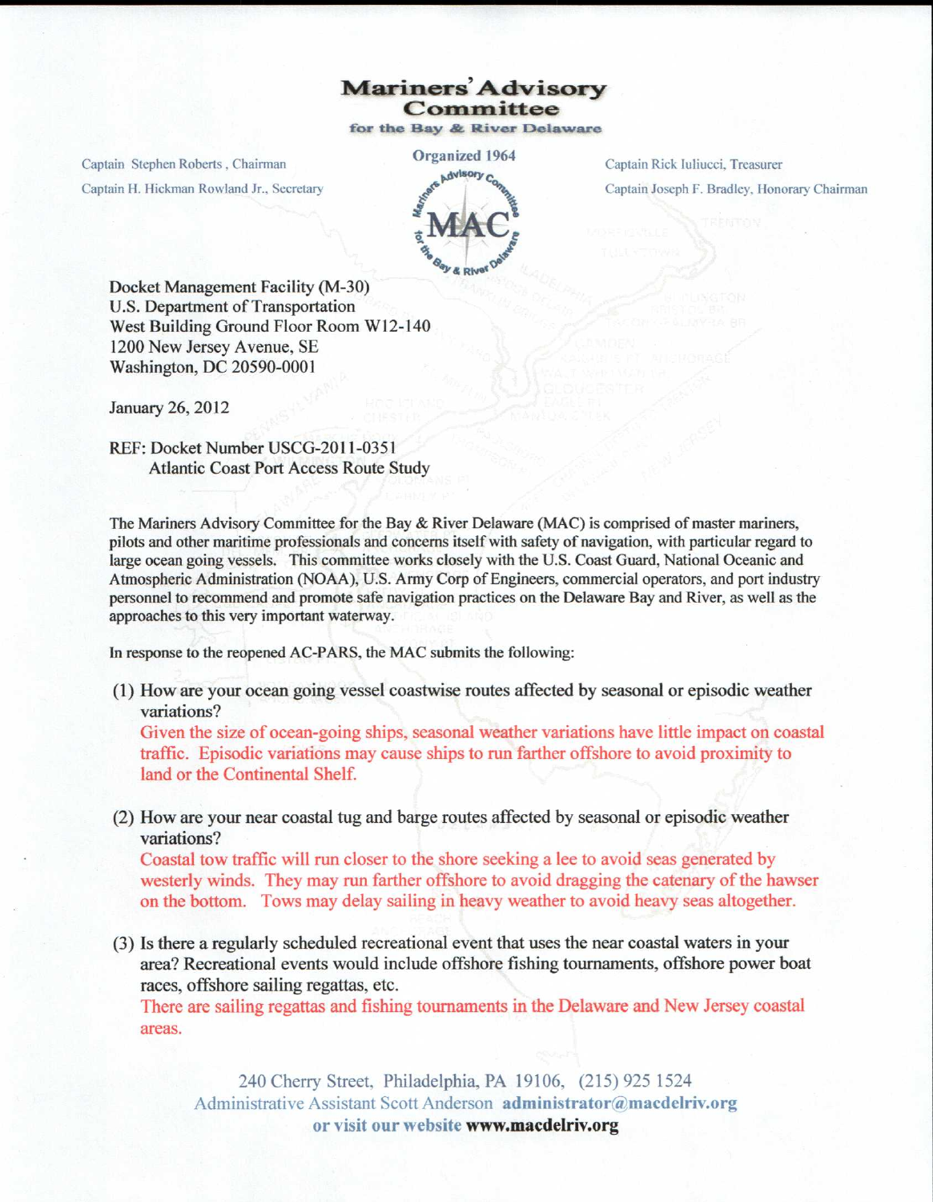# Mariners' Advisory Committee

**for the Bay & River Delaware**

Organized 1964

Captain Stephen Roberts, Chairman
Captain H. Hickman Rowland Jr., Secretary

Captain Rick Iuliucci, Treasurer
Captain Joseph F. Bradley, Honorary Chairman

Docket Management Facility (M-30)
U.S. Department of Transportation
West Building Ground Floor Room W12-140
1200 New Jersey Avenue, SE
Washington, DC 20590-0001

January 26, 2012

REF: Docket Number USCG-2011-0351
Atlantic Coast Port Access Route Study

The Mariners Advisory Committee for the Bay & River Delaware (MAC) is comprised of master mariners, pilots and other maritime professionals and concerns itself with safety of navigation, with particular regard to large ocean going vessels. This committee works closely with the U.S. Coast Guard, National Oceanic and Atmospheric Administration (NOAA), U.S. Army Corp of Engineers, commercial operators, and port industry personnel to recommend and promote safe navigation practices on the Delaware Bay and River, as well as the approaches to this very important waterway.

In response to the reopened AC-PARS, the MAC submits the following:

(1) How are your ocean going vessel coastwise routes affected by seasonal or episodic weather variations?
Given the size of ocean-going ships, seasonal weather variations have little impact on coastal traffic. Episodic variations may cause ships to run farther offshore to avoid proximity to land or the Continental Shelf.

(2) How are your near coastal tug and barge routes affected by seasonal or episodic weather variations?
Coastal tow traffic will run closer to the shore seeking a lee to avoid seas generated by westerly winds. They may run farther offshore to avoid dragging the catenary of the hawser on the bottom. Tows may delay sailing in heavy weather to avoid heavy seas altogether.

(3) Is there a regularly scheduled recreational event that uses the near coastal waters in your area? Recreational events would include offshore fishing tournaments, offshore power boat races, offshore sailing regattas, etc.
There are sailing regattas and fishing tournaments in the Delaware and New Jersey coastal areas.

240 Cherry Street, Philadelphia, PA 19106, (215) 925 1524
Administrative Assistant Scott Anderson **administrator@macdelriv.org**
or visit our website **www.macdelriv.org**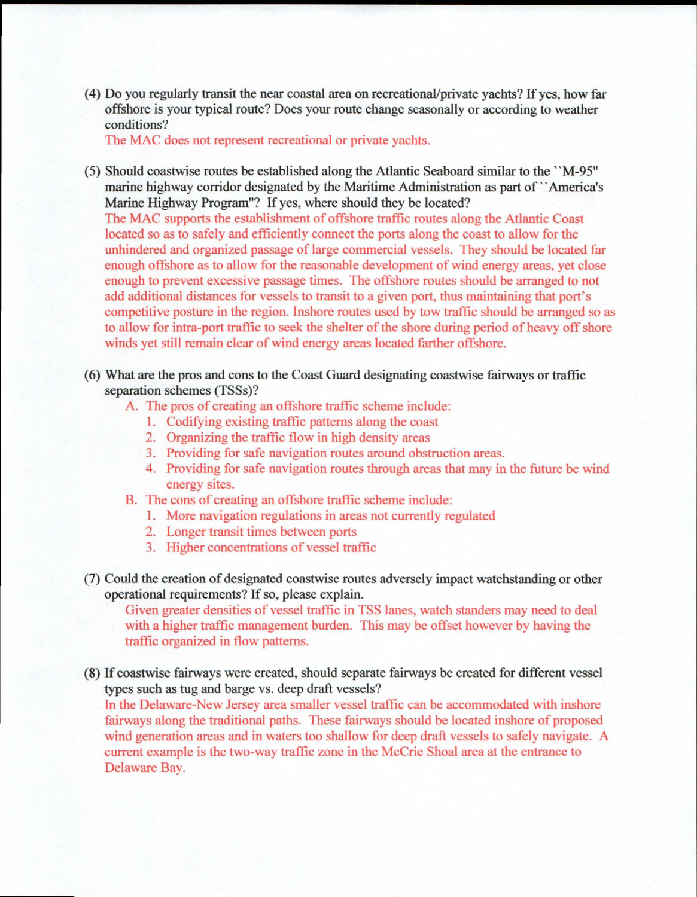(4) Do you regularly transit the near coastal area on recreational/private yachts? If yes, how far offshore is your typical route? Does your route change seasonally or according to weather conditions?

The MAC does not represent recreational or private yachts.

(5) Should coastwise routes be established along the Atlantic Seaboard similar to the ``M-95" marine highway corridor designated by the Maritime Administration as part of ``America's Marine Highway Program"? If yes, where should they be located?

The MAC supports the establishment of offshore traffic routes along the Atlantic Coast located so as to safely and efficiently connect the ports along the coast to allow for the unhindered and organized passage of large commercial vessels. They should be located far enough offshore as to allow for the reasonable development of wind energy areas, yet close enough to prevent excessive passage times. The offshore routes should be arranged to not add additional distances for vessels to transit to a given port, thus maintaining that port's competitive posture in the region. Inshore routes used by tow traffic should be arranged so as to allow for intra-port traffic to seek the shelter of the shore during period of heavy off shore winds yet still remain clear of wind energy areas located farther offshore.

(6) What are the pros and cons to the Coast Guard designating coastwise fairways or traffic separation schemes (TSSs)?

A. The pros of creating an offshore traffic scheme include:
   1. Codifying existing traffic patterns along the coast
   2. Organizing the traffic flow in high density areas
   3. Providing for safe navigation routes around obstruction areas.
   4. Providing for safe navigation routes through areas that may in the future be wind energy sites.

B. The cons of creating an offshore traffic scheme include:
   1. More navigation regulations in areas not currently regulated
   2. Longer transit times between ports
   3. Higher concentrations of vessel traffic

(7) Could the creation of designated coastwise routes adversely impact watchstanding or other operational requirements? If so, please explain.

Given greater densities of vessel traffic in TSS lanes, watch standers may need to deal with a higher traffic management burden. This may be offset however by having the traffic organized in flow patterns.

(8) If coastwise fairways were created, should separate fairways be created for different vessel types such as tug and barge vs. deep draft vessels?

In the Delaware-New Jersey area smaller vessel traffic can be accommodated with inshore fairways along the traditional paths. These fairways should be located inshore of proposed wind generation areas and in waters too shallow for deep draft vessels to safely navigate. A current example is the two-way traffic zone in the McCrie Shoal area at the entrance to Delaware Bay.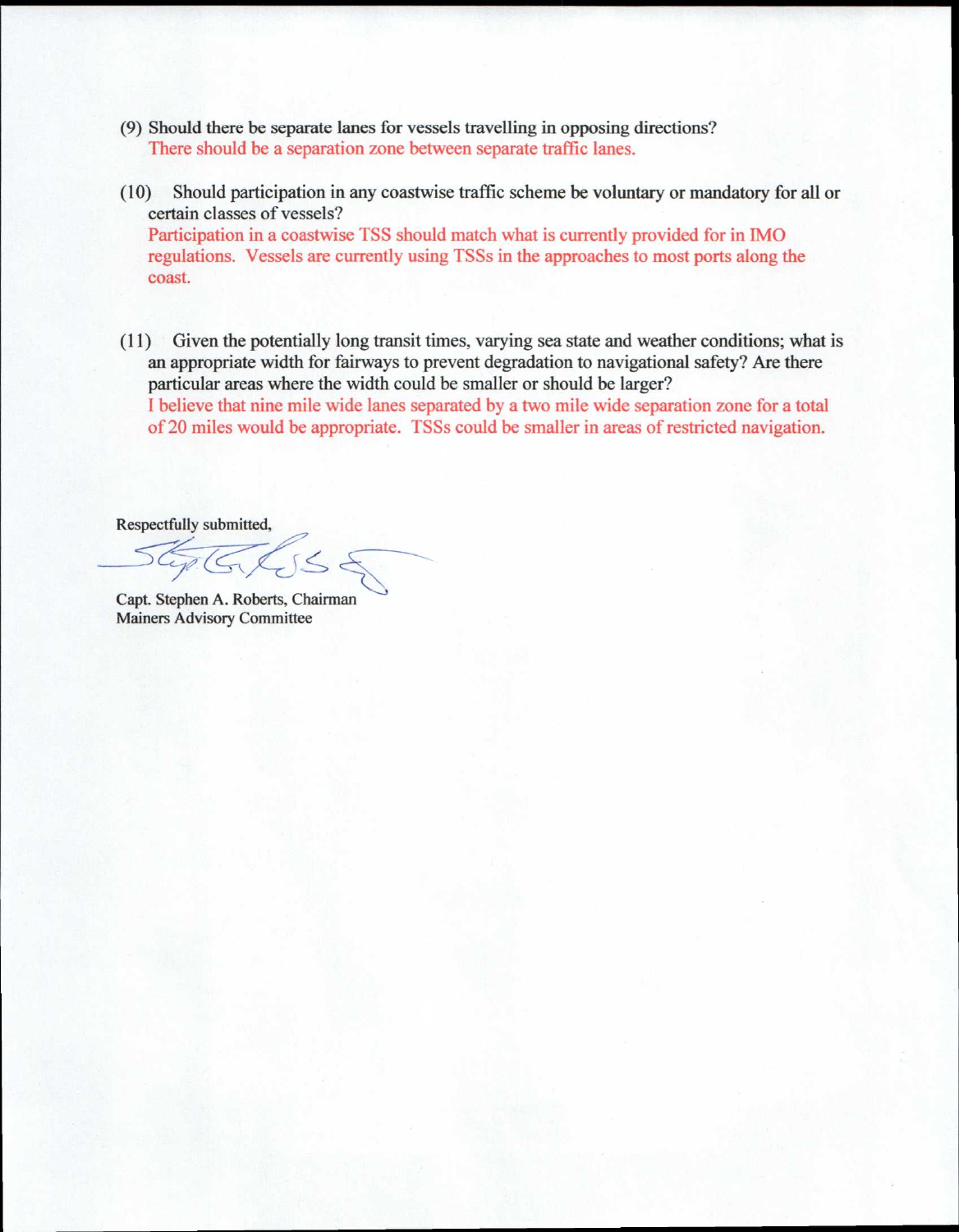(9) Should there be separate lanes for vessels travelling in opposing directions?
There should be a separation zone between separate traffic lanes.

(10) Should participation in any coastwise traffic scheme be voluntary or mandatory for all or certain classes of vessels?
Participation in a coastwise TSS should match what is currently provided for in IMO regulations. Vessels are currently using TSSs in the approaches to most ports along the coast.

(11) Given the potentially long transit times, varying sea state and weather conditions; what is an appropriate width for fairways to prevent degradation to navigational safety? Are there particular areas where the width could be smaller or should be larger?
I believe that nine mile wide lanes separated by a two mile wide separation zone for a total of 20 miles would be appropriate. TSSs could be smaller in areas of restricted navigation.

Respectfully submitted,

Capt. Stephen A. Roberts, Chairman
Mainers Advisory Committee